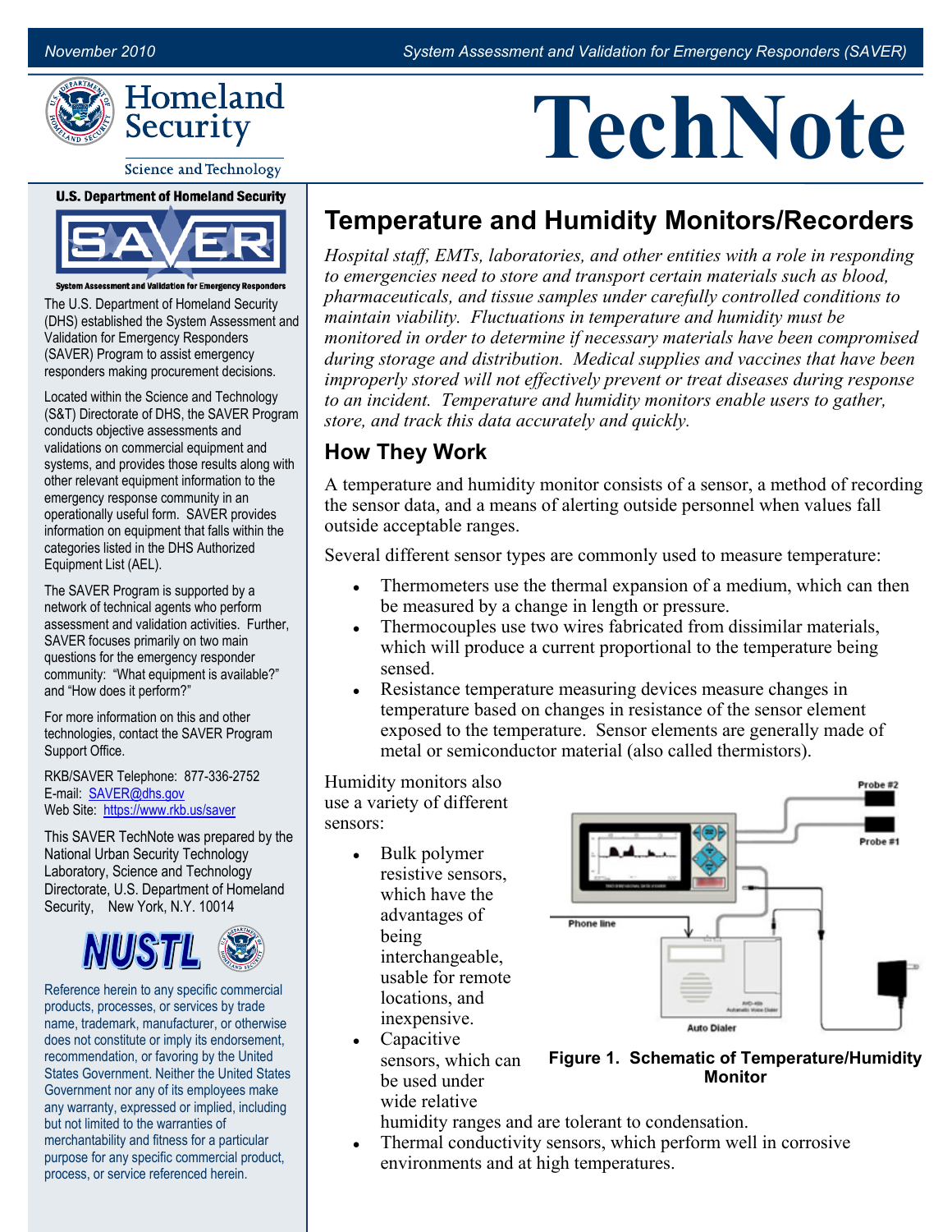# TechNote

## Temperature and Humidity Monitors/Recorders

*Hospital staff, EMTs, laboratories, and other entities with a role in responding to emergencies need to store and transport certain materials such as blood, pharmaceuticals, and tissue samples under carefully controlled conditions to maintain viability. Fluctuations in temperature and humidity must be monitored in order to determine if necessary materials have been compromised during storage and distribution. Medical supplies and vaccines that have been improperly stored will not effectively prevent or treat diseases during response to an incident. Temperature and humidity monitors enable users to gather, store, and track this data accurately and quickly.*

### How They Work

A temperature and humidity monitor consists of a sensor, a method of recording the sensor data, and a means of alerting outside personnel when values fall outside acceptable ranges.

Several different sensor types are commonly used to measure temperature:

- Thermometers use the thermal expansion of a medium, which can then be measured by a change in length or pressure.
- Thermocouples use two wires fabricated from dissimilar materials, which will produce a current proportional to the temperature being sensed.
- Resistance temperature measuring devices measure changes in temperature based on changes in resistance of the sensor element exposed to the temperature. Sensor elements are generally made of metal or semiconductor material (also called thermistors).

Humidity monitors also use a variety of different sensors:

- Bulk polymer resistive sensors, which have the advantages of being interchangeable, usable for remote locations, and inexpensive.
- Capacitive sensors, which can be used under wide relative humidity ranges and are tolerant to condensation.
- Thermal conductivity sensors, which perform well in corrosive environments and at high temperatures.

Probe #2
Probe #1
Phone line
Auto Dialer

**Figure 1. Schematic of Temperature/Humidity Monitor**

---

**U.S. Department of Homeland Security**

**SAVER**

**System Assessment and Validation for Emergency Responders**

The U.S. Department of Homeland Security (DHS) established the System Assessment and Validation for Emergency Responders (SAVER) Program to assist emergency responders making procurement decisions.

Located within the Science and Technology (S&T) Directorate of DHS, the SAVER Program conducts objective assessments and validations on commercial equipment and systems, and provides those results along with other relevant equipment information to the emergency response community in an operationally useful form. SAVER provides information on equipment that falls within the categories listed in the DHS Authorized Equipment List (AEL).

The SAVER Program is supported by a network of technical agents who perform assessment and validation activities. Further, SAVER focuses primarily on two main questions for the emergency responder community: "What equipment is available?" and "How does it perform?"

For more information on this and other technologies, contact the SAVER Program Support Office.

RKB/SAVER Telephone: 877-336-2752
E-mail: [SAVER@dhs.gov](mailto:SAVER@dhs.gov)
Web Site: [https://www.rkb.us/saver](https://www.rkb.us/saver)

This SAVER TechNote was prepared by the National Urban Security Technology Laboratory, Science and Technology Directorate, U.S. Department of Homeland Security, New York, N.Y. 10014

NUSTL

Reference herein to any specific commercial products, processes, or services by trade name, trademark, manufacturer, or otherwise does not constitute or imply its endorsement, recommendation, or favoring by the United States Government. Neither the United States Government nor any of its employees make any warranty, expressed or implied, including but not limited to the warranties of merchantability and fitness for a particular purpose for any specific commercial product, process, or service referenced herein.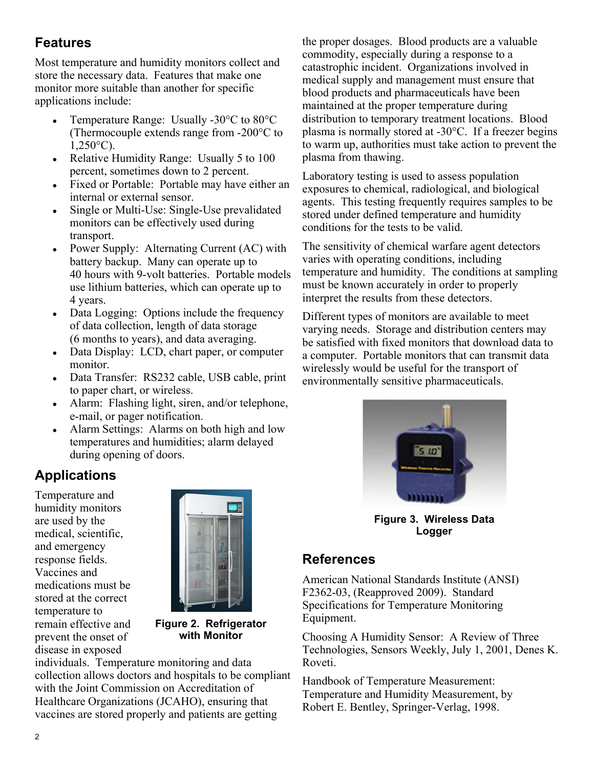## Features

Most temperature and humidity monitors collect and store the necessary data. Features that make one monitor more suitable than another for specific applications include:

- Temperature Range: Usually -30°C to 80°C (Thermocouple extends range from -200°C to 1,250°C).
- Relative Humidity Range: Usually 5 to 100 percent, sometimes down to 2 percent.
- Fixed or Portable: Portable may have either an internal or external sensor.
- Single or Multi-Use: Single-Use prevalidated monitors can be effectively used during transport.
- Power Supply: Alternating Current (AC) with battery backup. Many can operate up to 40 hours with 9-volt batteries. Portable models use lithium batteries, which can operate up to 4 years.
- Data Logging: Options include the frequency of data collection, length of data storage (6 months to years), and data averaging.
- Data Display: LCD, chart paper, or computer monitor.
- Data Transfer: RS232 cable, USB cable, print to paper chart, or wireless.
- Alarm: Flashing light, siren, and/or telephone, e-mail, or pager notification.
- Alarm Settings: Alarms on both high and low temperatures and humidities; alarm delayed during opening of doors.

## Applications

Temperature and humidity monitors are used by the medical, scientific, and emergency response fields. Vaccines and medications must be stored at the correct temperature to remain effective and prevent the onset of disease in exposed individuals. Temperature monitoring and data collection allows doctors and hospitals to be compliant with the Joint Commission on Accreditation of Healthcare Organizations (JCAHO), ensuring that vaccines are stored properly and patients are getting the proper dosages. Blood products are a valuable commodity, especially during a response to a catastrophic incident. Organizations involved in medical supply and management must ensure that blood products and pharmaceuticals have been maintained at the proper temperature during distribution to temporary treatment locations. Blood plasma is normally stored at -30°C. If a freezer begins to warm up, authorities must take action to prevent the plasma from thawing.

**Figure 2. Refrigerator with Monitor**

Laboratory testing is used to assess population exposures to chemical, radiological, and biological agents. This testing frequently requires samples to be stored under defined temperature and humidity conditions for the tests to be valid.

The sensitivity of chemical warfare agent detectors varies with operating conditions, including temperature and humidity. The conditions at sampling must be known accurately in order to properly interpret the results from these detectors.

Different types of monitors are available to meet varying needs. Storage and distribution centers may be satisfied with fixed monitors that download data to a computer. Portable monitors that can transmit data wirelessly would be useful for the transport of environmentally sensitive pharmaceuticals.

**Figure 3. Wireless Data Logger**

## References

American National Standards Institute (ANSI) F2362-03, (Reapproved 2009). Standard Specifications for Temperature Monitoring Equipment.

Choosing A Humidity Sensor: A Review of Three Technologies, Sensors Weekly, July 1, 2001, Denes K. Roveti.

Handbook of Temperature Measurement: Temperature and Humidity Measurement, by Robert E. Bentley, Springer-Verlag, 1998.